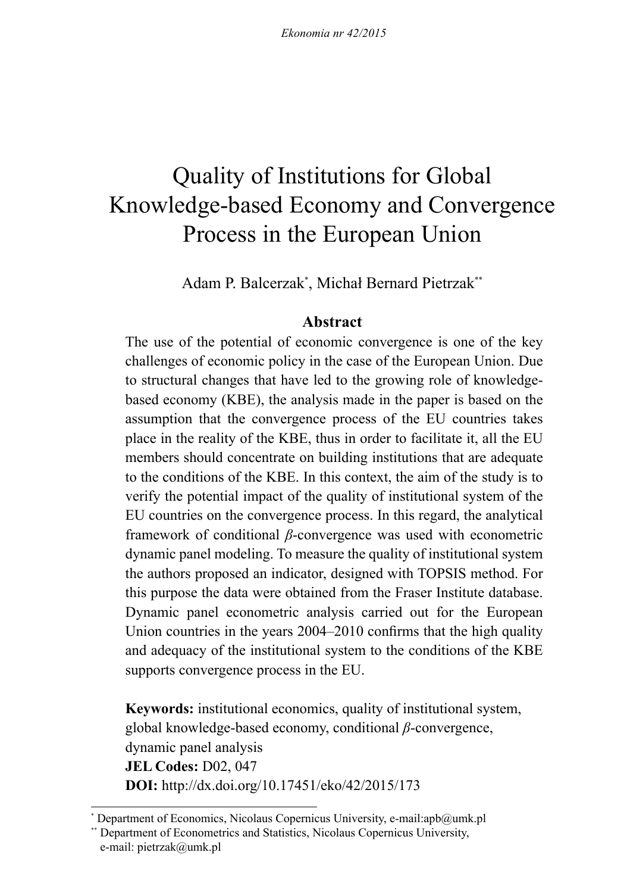# Quality of Institutions for Global Knowledge-based Economy and Convergence Process in the European Union

Adam P. Balcerzak[*], Michał Bernard Pietrzak[**]

## Abstract

The use of the potential of economic convergence is one of the key challenges of economic policy in the case of the European Union. Due to structural changes that have led to the growing role of knowledge-based economy (KBE), the analysis made in the paper is based on the assumption that the convergence process of the EU countries takes place in the reality of the KBE, thus in order to facilitate it, all the EU members should concentrate on building institutions that are adequate to the conditions of the KBE. In this context, the aim of the study is to verify the potential impact of the quality of institutional system of the EU countries on the convergence process. In this regard, the analytical framework of conditional $\beta$-convergence was used with econometric dynamic panel modeling. To measure the quality of institutional system the authors proposed an indicator, designed with TOPSIS method. For this purpose the data were obtained from the Fraser Institute database. Dynamic panel econometric analysis carried out for the European Union countries in the years 2004–2010 confirms that the high quality and adequacy of the institutional system to the conditions of the KBE supports convergence process in the EU.

**Keywords:** institutional economics, quality of institutional system, global knowledge-based economy, conditional $\beta$-convergence, dynamic panel analysis
**JEL Codes:** D02, 047
**DOI:** http://dx.doi.org/10.17451/eko/42/2015/173

---

[*] Department of Economics, Nicolaus Copernicus University, e-mail:apb@umk.pl
[**] Department of Econometrics and Statistics, Nicolaus Copernicus University, e-mail: pietrzak@umk.pl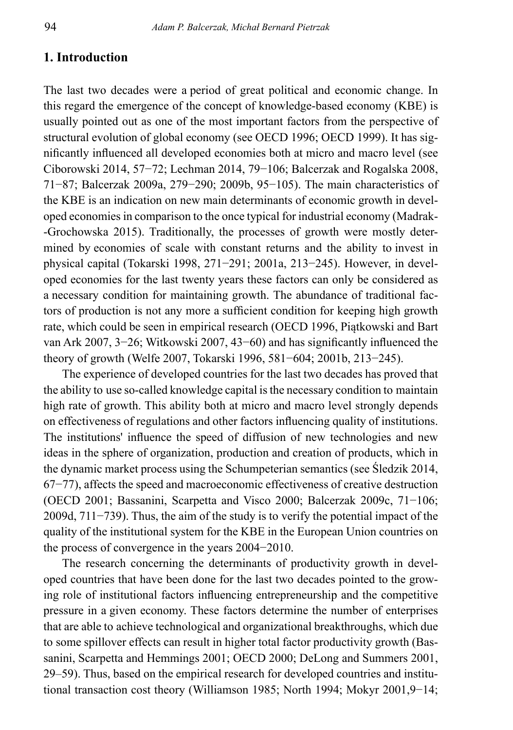## 1. Introduction

The last two decades were a period of great political and economic change. In this regard the emergence of the concept of knowledge-based economy (KBE) is usually pointed out as one of the most important factors from the perspective of structural evolution of global economy (see OECD 1996; OECD 1999). It has significantly influenced all developed economies both at micro and macro level (see Ciborowski 2014, 57−72; Lechman 2014, 79−106; Balcerzak and Rogalska 2008, 71−87; Balcerzak 2009a, 279−290; 2009b, 95−105). The main characteristics of the KBE is an indication on new main determinants of economic growth in developed economies in comparison to the once typical for industrial economy (Madrak-Grochowska 2015). Traditionally, the processes of growth were mostly determined by economies of scale with constant returns and the ability to invest in physical capital (Tokarski 1998, 271−291; 2001a, 213−245). However, in developed economies for the last twenty years these factors can only be considered as a necessary condition for maintaining growth. The abundance of traditional factors of production is not any more a sufficient condition for keeping high growth rate, which could be seen in empirical research (OECD 1996, Piątkowski and Bart van Ark 2007, 3−26; Witkowski 2007, 43−60) and has significantly influenced the theory of growth (Welfe 2007, Tokarski 1996, 581−604; 2001b, 213−245).

The experience of developed countries for the last two decades has proved that the ability to use so-called knowledge capital is the necessary condition to maintain high rate of growth. This ability both at micro and macro level strongly depends on effectiveness of regulations and other factors influencing quality of institutions. The institutions' influence the speed of diffusion of new technologies and new ideas in the sphere of organization, production and creation of products, which in the dynamic market process using the Schumpeterian semantics (see Śledzik 2014, 67−77), affects the speed and macroeconomic effectiveness of creative destruction (OECD 2001; Bassanini, Scarpetta and Visco 2000; Balcerzak 2009c, 71−106; 2009d, 711−739). Thus, the aim of the study is to verify the potential impact of the quality of the institutional system for the KBE in the European Union countries on the process of convergence in the years 2004−2010.

The research concerning the determinants of productivity growth in developed countries that have been done for the last two decades pointed to the growing role of institutional factors influencing entrepreneurship and the competitive pressure in a given economy. These factors determine the number of enterprises that are able to achieve technological and organizational breakthroughs, which due to some spillover effects can result in higher total factor productivity growth (Bassanini, Scarpetta and Hemmings 2001; OECD 2000; DeLong and Summers 2001, 29–59). Thus, based on the empirical research for developed countries and institutional transaction cost theory (Williamson 1985; North 1994; Mokyr 2001,9−14;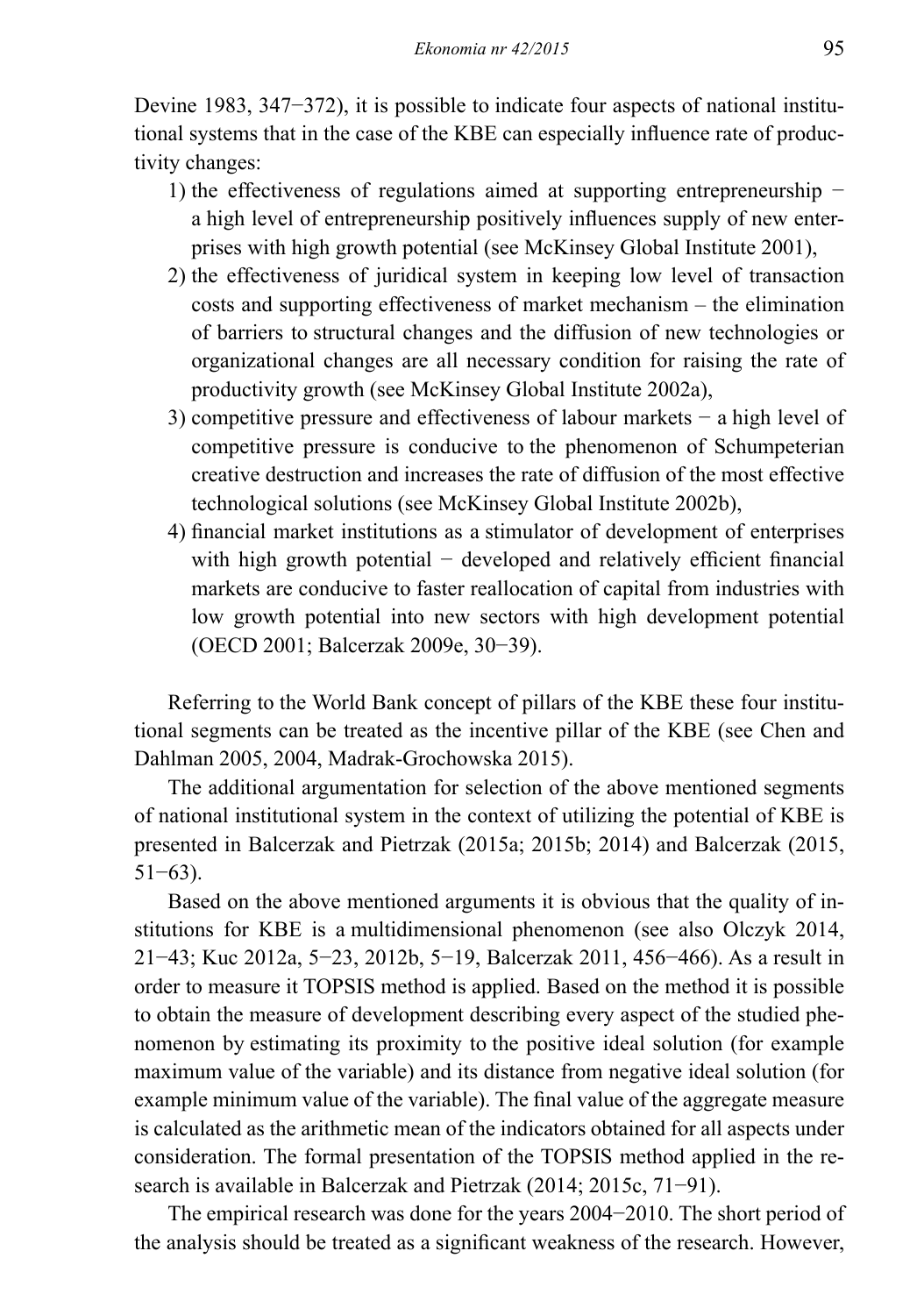Devine 1983, 347−372), it is possible to indicate four aspects of national institutional systems that in the case of the KBE can especially influence rate of productivity changes:

1) the effectiveness of regulations aimed at supporting entrepreneurship − a high level of entrepreneurship positively influences supply of new enterprises with high growth potential (see McKinsey Global Institute 2001),
2) the effectiveness of juridical system in keeping low level of transaction costs and supporting effectiveness of market mechanism – the elimination of barriers to structural changes and the diffusion of new technologies or organizational changes are all necessary condition for raising the rate of productivity growth (see McKinsey Global Institute 2002a),
3) competitive pressure and effectiveness of labour markets − a high level of competitive pressure is conducive to the phenomenon of Schumpeterian creative destruction and increases the rate of diffusion of the most effective technological solutions (see McKinsey Global Institute 2002b),
4) financial market institutions as a stimulator of development of enterprises with high growth potential − developed and relatively efficient financial markets are conducive to faster reallocation of capital from industries with low growth potential into new sectors with high development potential (OECD 2001; Balcerzak 2009e, 30−39).

Referring to the World Bank concept of pillars of the KBE these four institutional segments can be treated as the incentive pillar of the KBE (see Chen and Dahlman 2005, 2004, Madrak-Grochowska 2015).

The additional argumentation for selection of the above mentioned segments of national institutional system in the context of utilizing the potential of KBE is presented in Balcerzak and Pietrzak (2015a; 2015b; 2014) and Balcerzak (2015, 51−63).

Based on the above mentioned arguments it is obvious that the quality of institutions for KBE is a multidimensional phenomenon (see also Olczyk 2014, 21−43; Kuc 2012a, 5−23, 2012b, 5−19, Balcerzak 2011, 456−466). As a result in order to measure it TOPSIS method is applied. Based on the method it is possible to obtain the measure of development describing every aspect of the studied phenomenon by estimating its proximity to the positive ideal solution (for example maximum value of the variable) and its distance from negative ideal solution (for example minimum value of the variable). The final value of the aggregate measure is calculated as the arithmetic mean of the indicators obtained for all aspects under consideration. The formal presentation of the TOPSIS method applied in the research is available in Balcerzak and Pietrzak (2014; 2015c, 71−91).

The empirical research was done for the years 2004−2010. The short period of the analysis should be treated as a significant weakness of the research. However,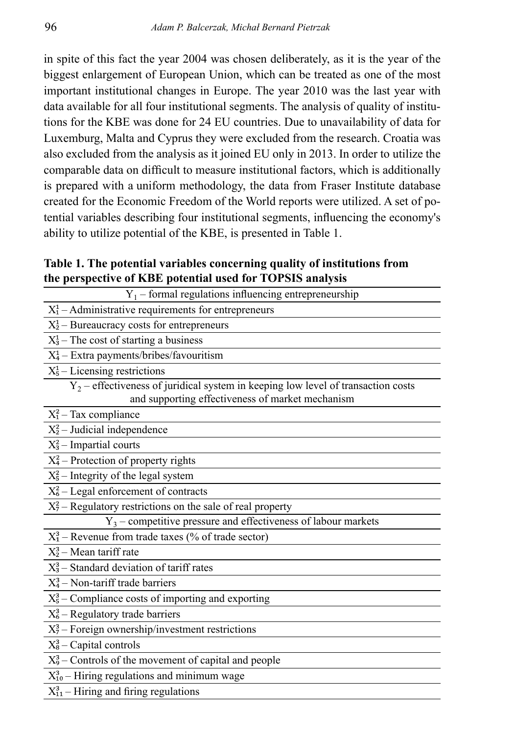in spite of this fact the year 2004 was chosen deliberately, as it is the year of the biggest enlargement of European Union, which can be treated as one of the most important institutional changes in Europe. The year 2010 was the last year with data available for all four institutional segments. The analysis of quality of institutions for the KBE was done for 24 EU countries. Due to unavailability of data for Luxemburg, Malta and Cyprus they were excluded from the research. Croatia was also excluded from the analysis as it joined EU only in 2013. In order to utilize the comparable data on difficult to measure institutional factors, which is additionally is prepared with a uniform methodology, the data from Fraser Institute database created for the Economic Freedom of the World reports were utilized. A set of potential variables describing four institutional segments, influencing the economy's ability to utilize potential of the KBE, is presented in Table 1.

**Table 1. The potential variables concerning quality of institutions from the perspective of KBE potential used for TOPSIS analysis**

| $Y_1$ – formal regulations influencing entrepreneurship |
|---|
| $X_1^1$ – Administrative requirements for entrepreneurs |
| $X_2^1$ – Bureaucracy costs for entrepreneurs |
| $X_3^1$ – The cost of starting a business |
| $X_4^1$ – Extra payments/bribes/favouritism |
| $X_5^1$ – Licensing restrictions |
| $Y_2$ – effectiveness of juridical system in keeping low level of transaction costs and supporting effectiveness of market mechanism |
| $X_1^2$ – Tax compliance |
| $X_2^2$ – Judicial independence |
| $X_3^2$ – Impartial courts |
| $X_4^2$ – Protection of property rights |
| $X_5^2$ – Integrity of the legal system |
| $X_6^2$ – Legal enforcement of contracts |
| $X_7^2$ – Regulatory restrictions on the sale of real property |
| $Y_3$ – competitive pressure and effectiveness of labour markets |
| $X_1^3$ – Revenue from trade taxes (% of trade sector) |
| $X_2^3$ – Mean tariff rate |
| $X_3^3$ – Standard deviation of tariff rates |
| $X_4^3$ – Non-tariff trade barriers |
| $X_5^3$ – Compliance costs of importing and exporting |
| $X_6^3$ – Regulatory trade barriers |
| $X_7^3$ – Foreign ownership/investment restrictions |
| $X_8^3$ – Capital controls |
| $X_9^3$ – Controls of the movement of capital and people |
| $X_{10}^3$ – Hiring regulations and minimum wage |
| $X_{11}^3$ – Hiring and firing regulations |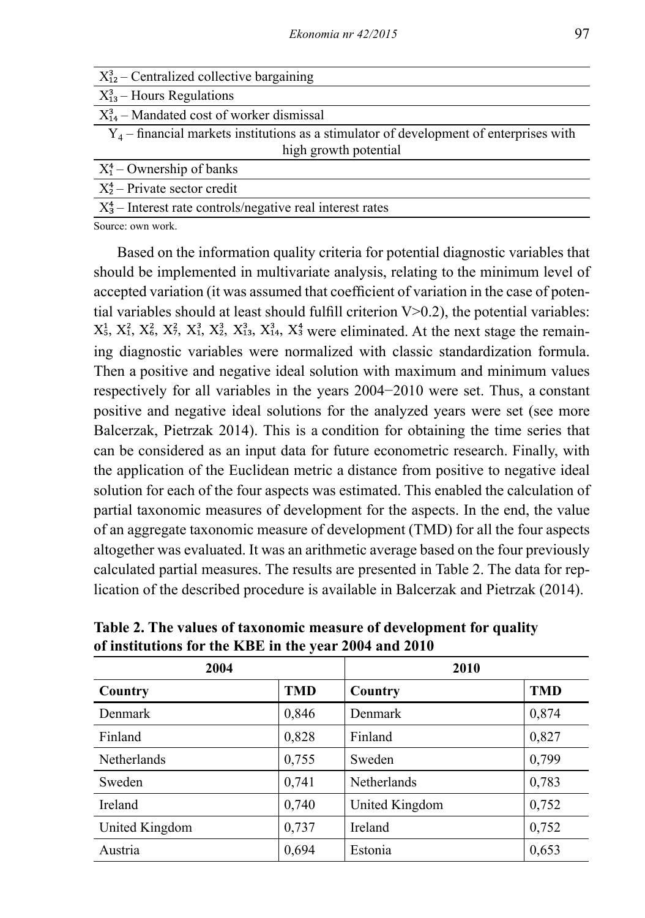| |
|---|
| $X^3_{12}$ – Centralized collective bargaining |
| $X^3_{13}$ – Hours Regulations |
| $X^3_{14}$ – Mandated cost of worker dismissal |
| $Y_4$ – financial markets institutions as a stimulator of development of enterprises with high growth potential |
| $X^4_1$ – Ownership of banks |
| $X^4_2$ – Private sector credit |
| $X^4_3$ – Interest rate controls/negative real interest rates |

Source: own work.

Based on the information quality criteria for potential diagnostic variables that should be implemented in multivariate analysis, relating to the minimum level of accepted variation (it was assumed that coefficient of variation in the case of potential variables should at least should fulfill criterion V>0.2), the potential variables: $X^1_5$, $X^2_1$, $X^2_6$, $X^2_7$, $X^3_1$, $X^3_2$, $X^3_{13}$, $X^3_{14}$, $X^4_3$ were eliminated. At the next stage the remaining diagnostic variables were normalized with classic standardization formula. Then a positive and negative ideal solution with maximum and minimum values respectively for all variables in the years 2004−2010 were set. Thus, a constant positive and negative ideal solutions for the analyzed years were set (see more Balcerzak, Pietrzak 2014). This is a condition for obtaining the time series that can be considered as an input data for future econometric research. Finally, with the application of the Euclidean metric a distance from positive to negative ideal solution for each of the four aspects was estimated. This enabled the calculation of partial taxonomic measures of development for the aspects. In the end, the value of an aggregate taxonomic measure of development (TMD) for all the four aspects altogether was evaluated. It was an arithmetic average based on the four previously calculated partial measures. The results are presented in Table 2. The data for replication of the described procedure is available in Balcerzak and Pietrzak (2014).

**Table 2. The values of taxonomic measure of development for quality of institutions for the KBE in the year 2004 and 2010**

| 2004 | | 2010 | |
|---|---|---|---|
| **Country** | **TMD** | **Country** | **TMD** |
| Denmark | 0,846 | Denmark | 0,874 |
| Finland | 0,828 | Finland | 0,827 |
| Netherlands | 0,755 | Sweden | 0,799 |
| Sweden | 0,741 | Netherlands | 0,783 |
| Ireland | 0,740 | United Kingdom | 0,752 |
| United Kingdom | 0,737 | Ireland | 0,752 |
| Austria | 0,694 | Estonia | 0,653 |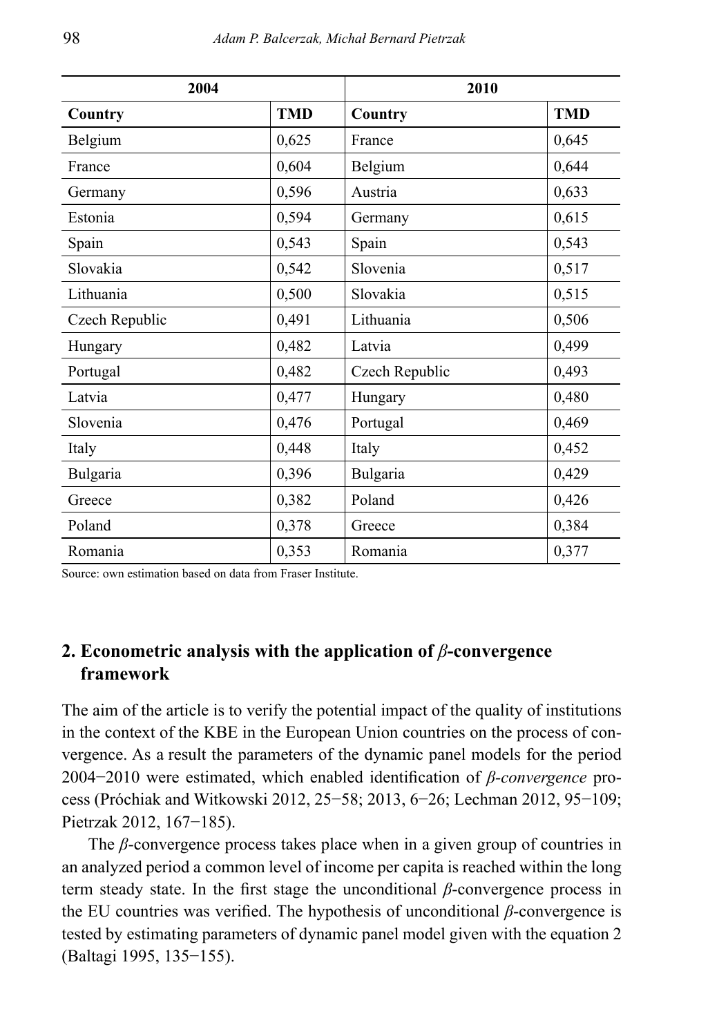| 2004 | | 2010 | |
|---|---|---|---|
| **Country** | **TMD** | **Country** | **TMD** |
| Belgium | 0,625 | France | 0,645 |
| France | 0,604 | Belgium | 0,644 |
| Germany | 0,596 | Austria | 0,633 |
| Estonia | 0,594 | Germany | 0,615 |
| Spain | 0,543 | Spain | 0,543 |
| Slovakia | 0,542 | Slovenia | 0,517 |
| Lithuania | 0,500 | Slovakia | 0,515 |
| Czech Republic | 0,491 | Lithuania | 0,506 |
| Hungary | 0,482 | Latvia | 0,499 |
| Portugal | 0,482 | Czech Republic | 0,493 |
| Latvia | 0,477 | Hungary | 0,480 |
| Slovenia | 0,476 | Portugal | 0,469 |
| Italy | 0,448 | Italy | 0,452 |
| Bulgaria | 0,396 | Bulgaria | 0,429 |
| Greece | 0,382 | Poland | 0,426 |
| Poland | 0,378 | Greece | 0,384 |
| Romania | 0,353 | Romania | 0,377 |

Source: own estimation based on data from Fraser Institute.

## 2. Econometric analysis with the application of *β*-convergence framework

The aim of the article is to verify the potential impact of the quality of institutions in the context of the KBE in the European Union countries on the process of convergence. As a result the parameters of the dynamic panel models for the period 2004−2010 were estimated, which enabled identification of *β-convergence* process (Próchiak and Witkowski 2012, 25−58; 2013, 6−26; Lechman 2012, 95−109; Pietrzak 2012, 167−185).

The *β*-convergence process takes place when in a given group of countries in an analyzed period a common level of income per capita is reached within the long term steady state. In the first stage the unconditional *β*-convergence process in the EU countries was verified. The hypothesis of unconditional *β*-convergence is tested by estimating parameters of dynamic panel model given with the equation 2 (Baltagi 1995, 135−155).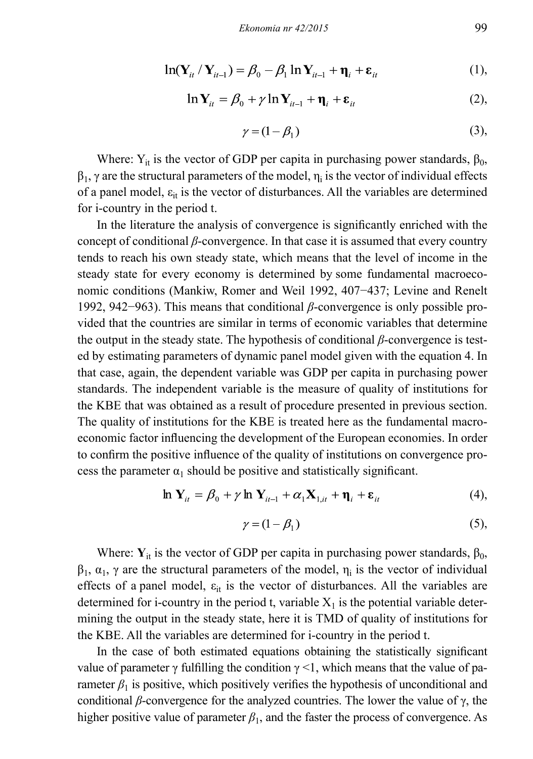$$\ln(\mathbf{Y}_{it} / \mathbf{Y}_{it-1}) = \beta_0 - \beta_1 \ln \mathbf{Y}_{it-1} + \boldsymbol{\eta}_i + \boldsymbol{\varepsilon}_{it} \quad (1),$$

$$\ln \mathbf{Y}_{it} = \beta_0 + \gamma \ln \mathbf{Y}_{it-1} + \boldsymbol{\eta}_i + \boldsymbol{\varepsilon}_{it} \quad (2),$$

$$\gamma = (1 - \beta_1) \quad (3),$$

Where: $Y_{it}$ is the vector of GDP per capita in purchasing power standards, $\beta_0$, $\beta_1$, $\gamma$ are the structural parameters of the model, $\eta_i$ is the vector of individual effects of a panel model, $\varepsilon_{it}$ is the vector of disturbances. All the variables are determined for i-country in the period t.

In the literature the analysis of convergence is significantly enriched with the concept of conditional *β*-convergence. In that case it is assumed that every country tends to reach his own steady state, which means that the level of income in the steady state for every economy is determined by some fundamental macroeconomic conditions (Mankiw, Romer and Weil 1992, 407−437; Levine and Renelt 1992, 942−963). This means that conditional *β*-convergence is only possible provided that the countries are similar in terms of economic variables that determine the output in the steady state. The hypothesis of conditional *β*-convergence is tested by estimating parameters of dynamic panel model given with the equation 4. In that case, again, the dependent variable was GDP per capita in purchasing power standards. The independent variable is the measure of quality of institutions for the KBE that was obtained as a result of procedure presented in previous section. The quality of institutions for the KBE is treated here as the fundamental macroeconomic factor influencing the development of the European economies. In order to confirm the positive influence of the quality of institutions on convergence process the parameter $\alpha_1$ should be positive and statistically significant.

$$\ln \mathbf{Y}_{it} = \beta_0 + \gamma \ln \mathbf{Y}_{it-1} + \alpha_1 \mathbf{X}_{1,it} + \boldsymbol{\eta}_i + \boldsymbol{\varepsilon}_{it} \quad (4),$$

$$\gamma = (1 - \beta_1) \quad (5),$$

Where: $\mathbf{Y}_{it}$ is the vector of GDP per capita in purchasing power standards, $\beta_0$, $\beta_1$, $\alpha_1$, $\gamma$ are the structural parameters of the model, $\eta_i$ is the vector of individual effects of a panel model, $\varepsilon_{it}$ is the vector of disturbances. All the variables are determined for i-country in the period t, variable $X_1$ is the potential variable determining the output in the steady state, here it is TMD of quality of institutions for the KBE. All the variables are determined for i-country in the period t.

In the case of both estimated equations obtaining the statistically significant value of parameter $\gamma$ fulfilling the condition $\gamma < 1$, which means that the value of parameter $\beta_1$ is positive, which positively verifies the hypothesis of unconditional and conditional *β*-convergence for the analyzed countries. The lower the value of $\gamma$, the higher positive value of parameter $\beta_1$, and the faster the process of convergence. As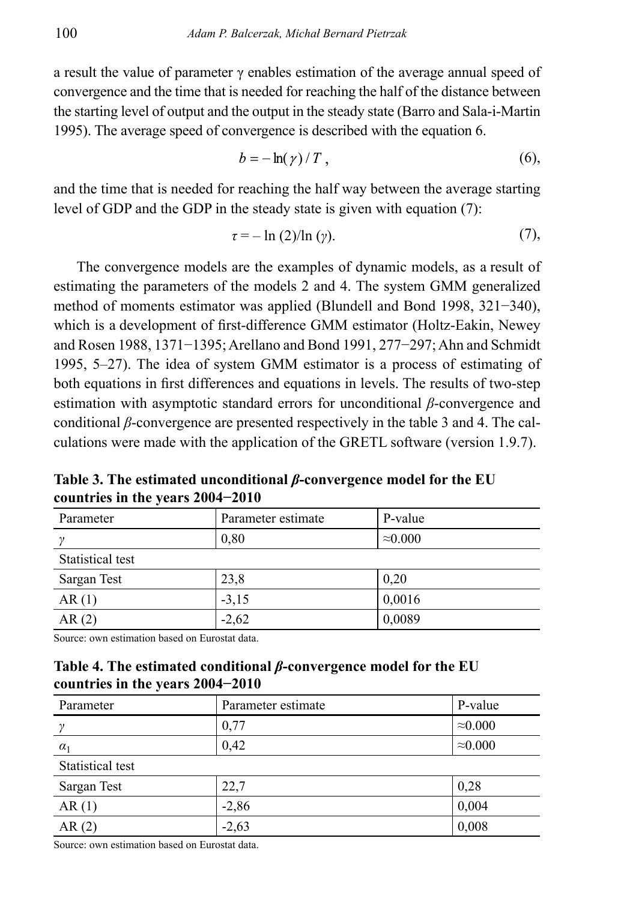a result the value of parameter $\gamma$ enables estimation of the average annual speed of convergence and the time that is needed for reaching the half of the distance between the starting level of output and the output in the steady state (Barro and Sala-i-Martin 1995). The average speed of convergence is described with the equation 6.

$$b = -\ln(\gamma)/T\,, \tag{6}$$

and the time that is needed for reaching the half way between the average starting level of GDP and the GDP in the steady state is given with equation (7):

$$\tau = -\ln(2)/\ln(\gamma). \tag{7}$$

The convergence models are the examples of dynamic models, as a result of estimating the parameters of the models 2 and 4. The system GMM generalized method of moments estimator was applied (Blundell and Bond 1998, 321−340), which is a development of first-difference GMM estimator (Holtz-Eakin, Newey and Rosen 1988, 1371−1395; Arellano and Bond 1991, 277−297; Ahn and Schmidt 1995, 5–27). The idea of system GMM estimator is a process of estimating of both equations in first differences and equations in levels. The results of two-step estimation with asymptotic standard errors for unconditional *β*-convergence and conditional *β*-convergence are presented respectively in the table 3 and 4. The calculations were made with the application of the GRETL software (version 1.9.7).

**Table 3. The estimated unconditional *β*-convergence model for the EU countries in the years 2004−2010**

| Parameter | Parameter estimate | P-value |
|---|---|---|
| $\gamma$ | 0,80 | ≈0.000 |
| Statistical test | | |
| Sargan Test | 23,8 | 0,20 |
| AR (1) | -3,15 | 0,0016 |
| AR (2) | -2,62 | 0,0089 |

Source: own estimation based on Eurostat data.

**Table 4. The estimated conditional *β*-convergence model for the EU countries in the years 2004−2010**

| Parameter | Parameter estimate | P-value |
|---|---|---|
| $\gamma$ | 0,77 | ≈0.000 |
| $\alpha_1$ | 0,42 | ≈0.000 |
| Statistical test | | |
| Sargan Test | 22,7 | 0,28 |
| AR (1) | -2,86 | 0,004 |
| AR (2) | -2,63 | 0,008 |

Source: own estimation based on Eurostat data.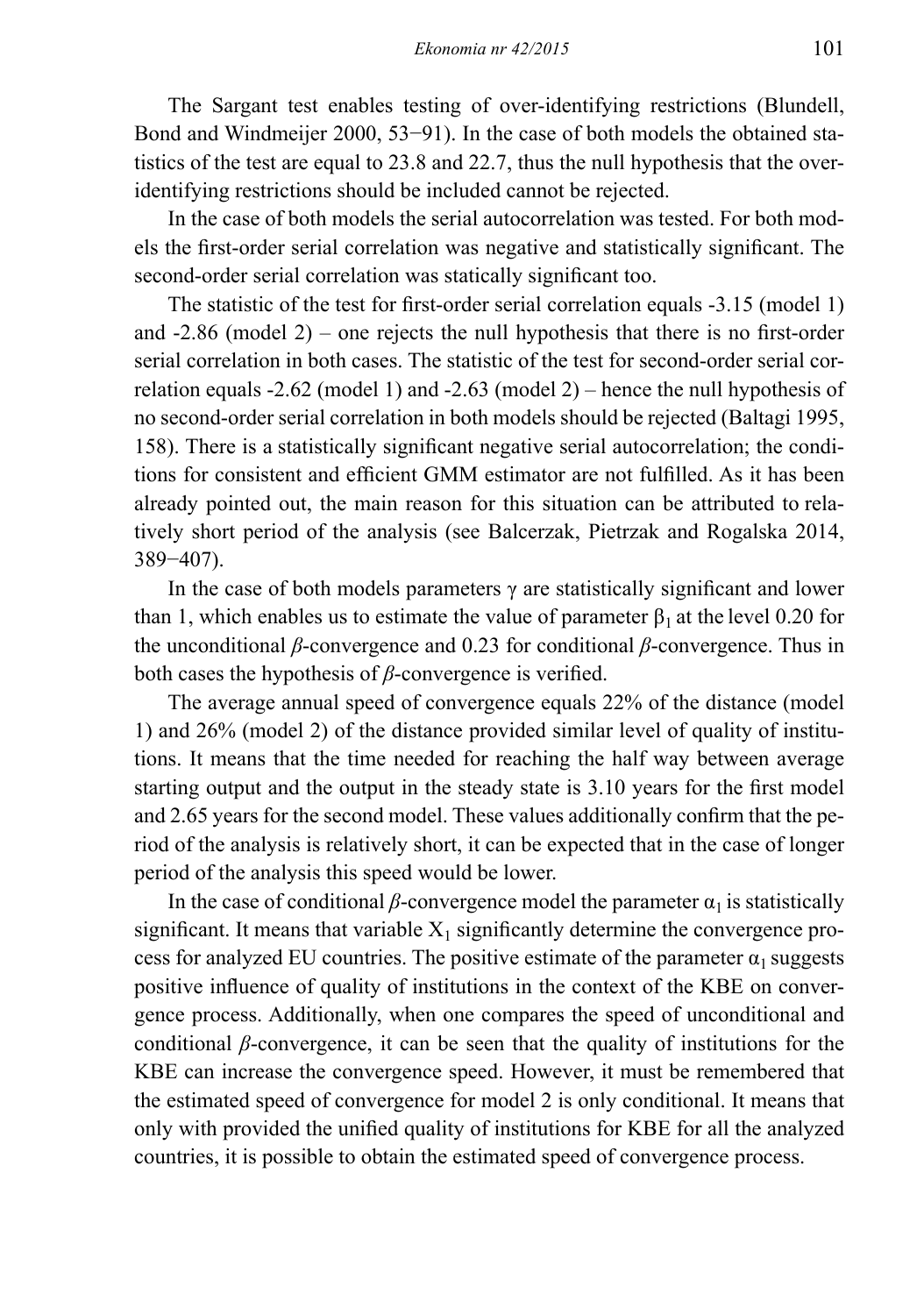The Sargant test enables testing of over-identifying restrictions (Blundell, Bond and Windmeijer 2000, 53−91). In the case of both models the obtained statistics of the test are equal to 23.8 and 22.7, thus the null hypothesis that the over-identifying restrictions should be included cannot be rejected.

In the case of both models the serial autocorrelation was tested. For both models the first-order serial correlation was negative and statistically significant. The second-order serial correlation was statically significant too.

The statistic of the test for first-order serial correlation equals -3.15 (model 1) and -2.86 (model 2) – one rejects the null hypothesis that there is no first-order serial correlation in both cases. The statistic of the test for second-order serial correlation equals -2.62 (model 1) and -2.63 (model 2) – hence the null hypothesis of no second-order serial correlation in both models should be rejected (Baltagi 1995, 158). There is a statistically significant negative serial autocorrelation; the conditions for consistent and efficient GMM estimator are not fulfilled. As it has been already pointed out, the main reason for this situation can be attributed to relatively short period of the analysis (see Balcerzak, Pietrzak and Rogalska 2014, 389−407).

In the case of both models parameters $\gamma$ are statistically significant and lower than 1, which enables us to estimate the value of parameter $\beta_1$ at the level 0.20 for the unconditional $\beta$-convergence and 0.23 for conditional $\beta$-convergence. Thus in both cases the hypothesis of $\beta$-convergence is verified.

The average annual speed of convergence equals 22% of the distance (model 1) and 26% (model 2) of the distance provided similar level of quality of institutions. It means that the time needed for reaching the half way between average starting output and the output in the steady state is 3.10 years for the first model and 2.65 years for the second model. These values additionally confirm that the period of the analysis is relatively short, it can be expected that in the case of longer period of the analysis this speed would be lower.

In the case of conditional $\beta$-convergence model the parameter $\alpha_1$ is statistically significant. It means that variable $X_1$ significantly determine the convergence process for analyzed EU countries. The positive estimate of the parameter $\alpha_1$ suggests positive influence of quality of institutions in the context of the KBE on convergence process. Additionally, when one compares the speed of unconditional and conditional $\beta$-convergence, it can be seen that the quality of institutions for the KBE can increase the convergence speed. However, it must be remembered that the estimated speed of convergence for model 2 is only conditional. It means that only with provided the unified quality of institutions for KBE for all the analyzed countries, it is possible to obtain the estimated speed of convergence process.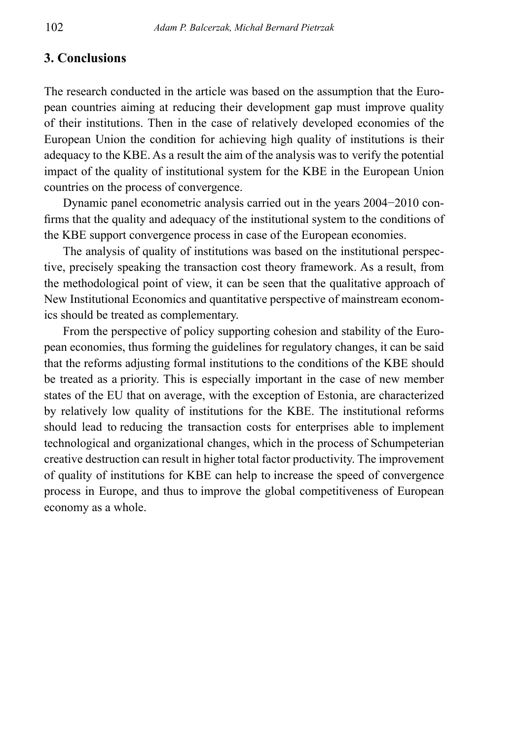## 3. Conclusions

The research conducted in the article was based on the assumption that the European countries aiming at reducing their development gap must improve quality of their institutions. Then in the case of relatively developed economies of the European Union the condition for achieving high quality of institutions is their adequacy to the KBE. As a result the aim of the analysis was to verify the potential impact of the quality of institutional system for the KBE in the European Union countries on the process of convergence.

Dynamic panel econometric analysis carried out in the years 2004−2010 confirms that the quality and adequacy of the institutional system to the conditions of the KBE support convergence process in case of the European economies.

The analysis of quality of institutions was based on the institutional perspective, precisely speaking the transaction cost theory framework. As a result, from the methodological point of view, it can be seen that the qualitative approach of New Institutional Economics and quantitative perspective of mainstream economics should be treated as complementary.

From the perspective of policy supporting cohesion and stability of the European economies, thus forming the guidelines for regulatory changes, it can be said that the reforms adjusting formal institutions to the conditions of the KBE should be treated as a priority. This is especially important in the case of new member states of the EU that on average, with the exception of Estonia, are characterized by relatively low quality of institutions for the KBE. The institutional reforms should lead to reducing the transaction costs for enterprises able to implement technological and organizational changes, which in the process of Schumpeterian creative destruction can result in higher total factor productivity. The improvement of quality of institutions for KBE can help to increase the speed of convergence process in Europe, and thus to improve the global competitiveness of European economy as a whole.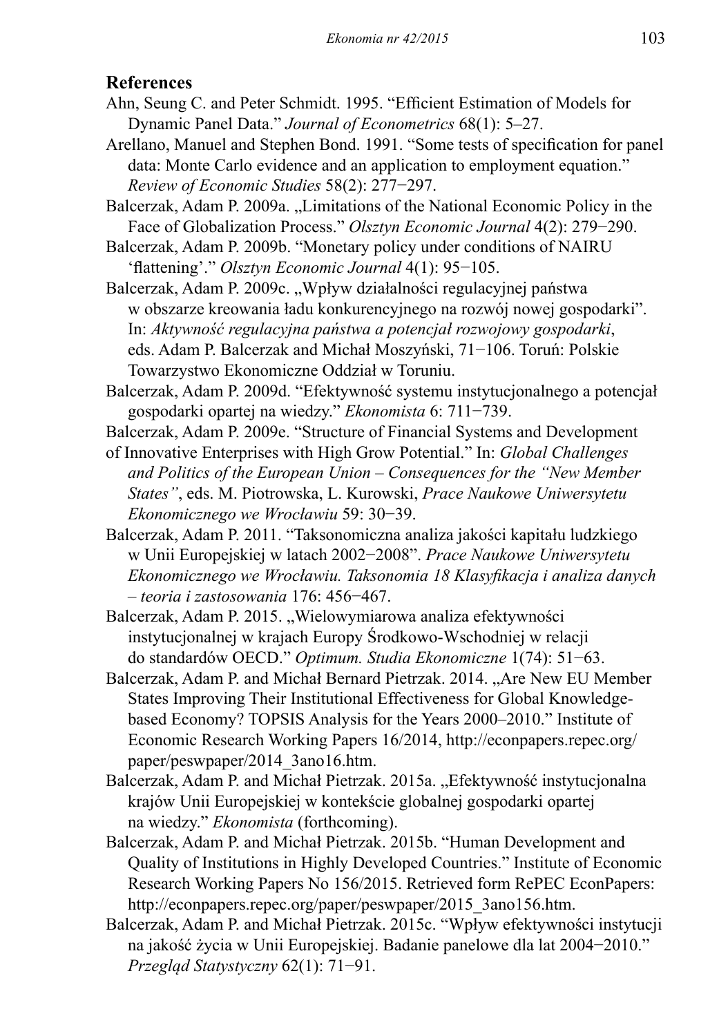## References

Ahn, Seung C. and Peter Schmidt. 1995. "Efficient Estimation of Models for Dynamic Panel Data." *Journal of Econometrics* 68(1): 5–27.

Arellano, Manuel and Stephen Bond. 1991. "Some tests of specification for panel data: Monte Carlo evidence and an application to employment equation." *Review of Economic Studies* 58(2): 277−297.

Balcerzak, Adam P. 2009a. „Limitations of the National Economic Policy in the Face of Globalization Process." *Olsztyn Economic Journal* 4(2): 279−290.

Balcerzak, Adam P. 2009b. "Monetary policy under conditions of NAIRU 'flattening'." *Olsztyn Economic Journal* 4(1): 95−105.

Balcerzak, Adam P. 2009c. „Wpływ działalności regulacyjnej państwa w obszarze kreowania ładu konkurencyjnego na rozwój nowej gospodarki". In: *Aktywność regulacyjna państwa a potencjał rozwojowy gospodarki*, eds. Adam P. Balcerzak and Michał Moszyński, 71−106. Toruń: Polskie Towarzystwo Ekonomiczne Oddział w Toruniu.

Balcerzak, Adam P. 2009d. "Efektywność systemu instytucjonalnego a potencjał gospodarki opartej na wiedzy." *Ekonomista* 6: 711−739.

Balcerzak, Adam P. 2009e. "Structure of Financial Systems and Development of Innovative Enterprises with High Grow Potential." In: *Global Challenges and Politics of the European Union – Consequences for the "New Member States"*, eds. M. Piotrowska, L. Kurowski, *Prace Naukowe Uniwersytetu Ekonomicznego we Wrocławiu* 59: 30−39.

Balcerzak, Adam P. 2011. "Taksonomiczna analiza jakości kapitału ludzkiego w Unii Europejskiej w latach 2002−2008". *Prace Naukowe Uniwersytetu Ekonomicznego we Wrocławiu. Taksonomia 18 Klasyfikacja i analiza danych – teoria i zastosowania* 176: 456−467.

Balcerzak, Adam P. 2015. „Wielowymiarowa analiza efektywności instytucjonalnej w krajach Europy Środkowo-Wschodniej w relacji do standardów OECD." *Optimum. Studia Ekonomiczne* 1(74): 51−63.

Balcerzak, Adam P. and Michał Bernard Pietrzak. 2014. „Are New EU Member States Improving Their Institutional Effectiveness for Global Knowledge-based Economy? TOPSIS Analysis for the Years 2000–2010." Institute of Economic Research Working Papers 16/2014, http://econpapers.repec.org/paper/peswpaper/2014_3ano16.htm.

Balcerzak, Adam P. and Michał Pietrzak. 2015a. „Efektywność instytucjonalna krajów Unii Europejskiej w kontekście globalnej gospodarki opartej na wiedzy." *Ekonomista* (forthcoming).

Balcerzak, Adam P. and Michał Pietrzak. 2015b. "Human Development and Quality of Institutions in Highly Developed Countries." Institute of Economic Research Working Papers No 156/2015. Retrieved form RePEC EconPapers: http://econpapers.repec.org/paper/peswpaper/2015_3ano156.htm.

Balcerzak, Adam P. and Michał Pietrzak. 2015c. "Wpływ efektywności instytucji na jakość życia w Unii Europejskiej. Badanie panelowe dla lat 2004−2010." *Przegląd Statystyczny* 62(1): 71−91.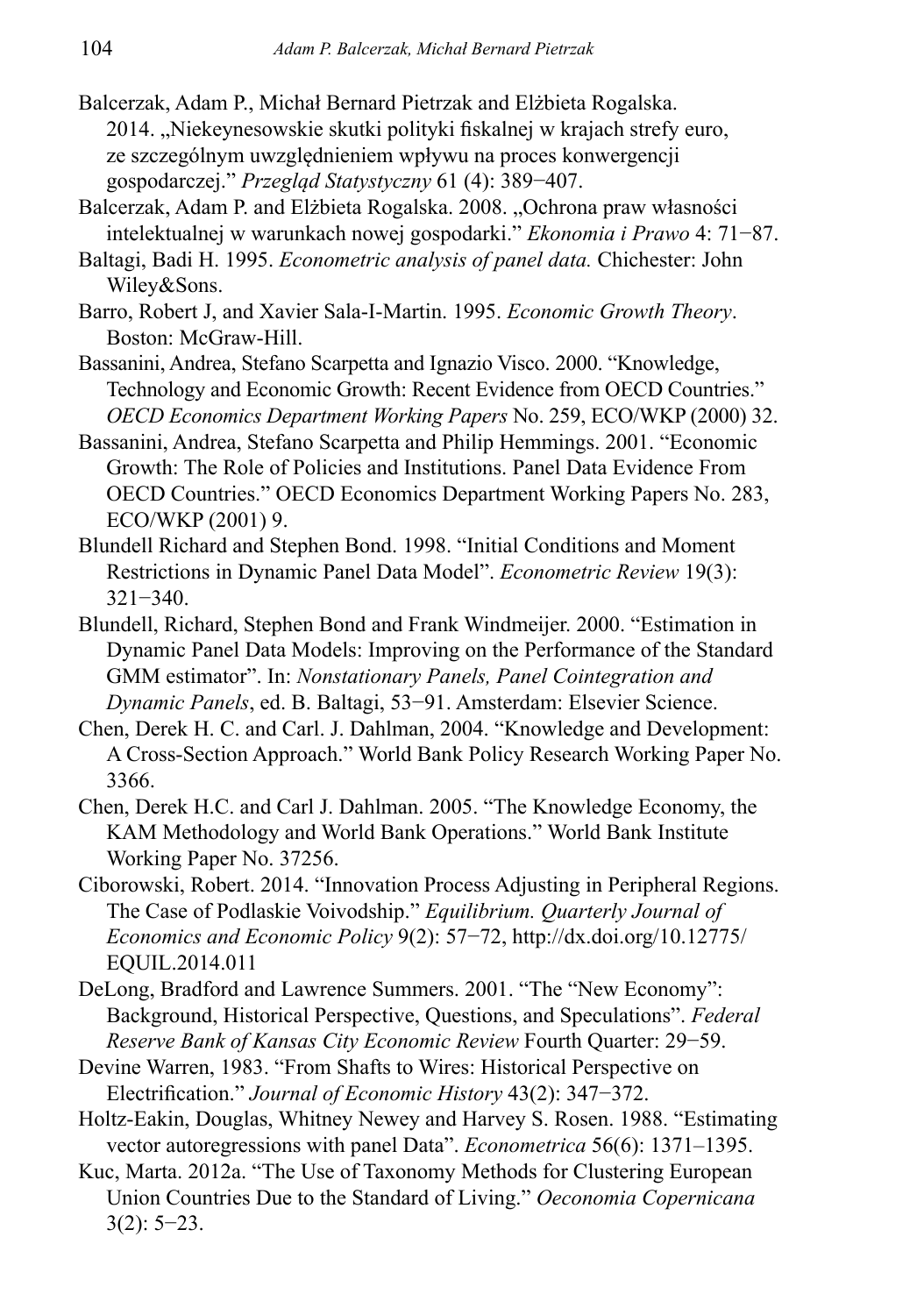Balcerzak, Adam P., Michał Bernard Pietrzak and Elżbieta Rogalska. 2014. „Niekeynesowskie skutki polityki fiskalnej w krajach strefy euro, ze szczególnym uwzględnieniem wpływu na proces konwergencji gospodarczej." *Przegląd Statystyczny* 61 (4): 389−407.

Balcerzak, Adam P. and Elżbieta Rogalska. 2008. „Ochrona praw własności intelektualnej w warunkach nowej gospodarki." *Ekonomia i Prawo* 4: 71−87.

Baltagi, Badi H. 1995. *Econometric analysis of panel data.* Chichester: John Wiley&Sons.

Barro, Robert J, and Xavier Sala-I-Martin. 1995. *Economic Growth Theory*. Boston: McGraw-Hill.

Bassanini, Andrea, Stefano Scarpetta and Ignazio Visco. 2000. "Knowledge, Technology and Economic Growth: Recent Evidence from OECD Countries." *OECD Economics Department Working Papers* No. 259, ECO/WKP (2000) 32.

Bassanini, Andrea, Stefano Scarpetta and Philip Hemmings. 2001. "Economic Growth: The Role of Policies and Institutions. Panel Data Evidence From OECD Countries." OECD Economics Department Working Papers No. 283, ECO/WKP (2001) 9.

Blundell Richard and Stephen Bond. 1998. "Initial Conditions and Moment Restrictions in Dynamic Panel Data Model". *Econometric Review* 19(3): 321−340.

Blundell, Richard, Stephen Bond and Frank Windmeijer. 2000. "Estimation in Dynamic Panel Data Models: Improving on the Performance of the Standard GMM estimator". In: *Nonstationary Panels, Panel Cointegration and Dynamic Panels*, ed. B. Baltagi, 53−91. Amsterdam: Elsevier Science.

Chen, Derek H. C. and Carl. J. Dahlman, 2004. "Knowledge and Development: A Cross-Section Approach." World Bank Policy Research Working Paper No. 3366.

Chen, Derek H.C. and Carl J. Dahlman. 2005. "The Knowledge Economy, the KAM Methodology and World Bank Operations." World Bank Institute Working Paper No. 37256.

Ciborowski, Robert. 2014. "Innovation Process Adjusting in Peripheral Regions. The Case of Podlaskie Voivodship." *Equilibrium. Quarterly Journal of Economics and Economic Policy* 9(2): 57−72, http://dx.doi.org/10.12775/EQUIL.2014.011

DeLong, Bradford and Lawrence Summers. 2001. "The "New Economy": Background, Historical Perspective, Questions, and Speculations". *Federal Reserve Bank of Kansas City Economic Review* Fourth Quarter: 29−59.

Devine Warren, 1983. "From Shafts to Wires: Historical Perspective on Electrification." *Journal of Economic History* 43(2): 347−372.

Holtz-Eakin, Douglas, Whitney Newey and Harvey S. Rosen. 1988. "Estimating vector autoregressions with panel Data". *Econometrica* 56(6): 1371–1395.

Kuc, Marta. 2012a. "The Use of Taxonomy Methods for Clustering European Union Countries Due to the Standard of Living." *Oeconomia Copernicana* 3(2): 5−23.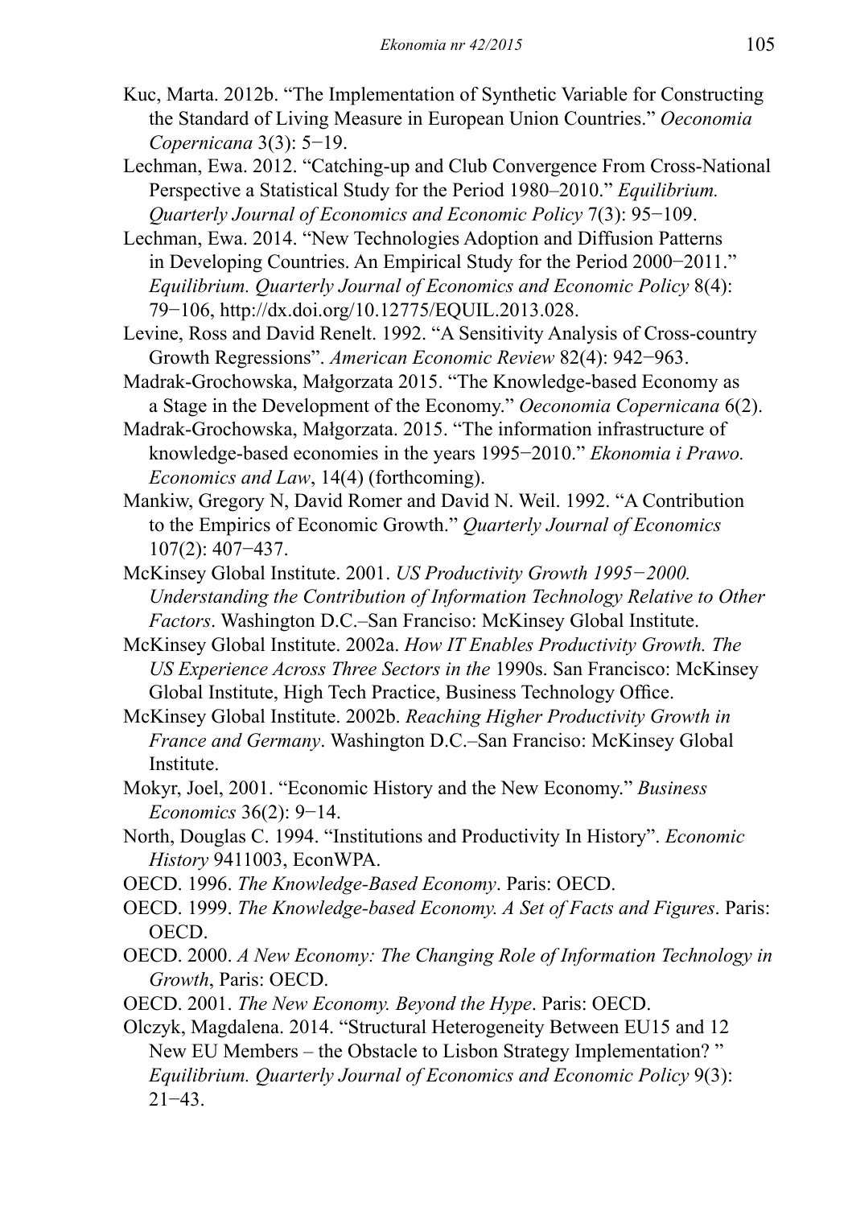Kuc, Marta. 2012b. "The Implementation of Synthetic Variable for Constructing the Standard of Living Measure in European Union Countries." *Oeconomia Copernicana* 3(3): 5−19.

Lechman, Ewa. 2012. "Catching-up and Club Convergence From Cross-National Perspective a Statistical Study for the Period 1980–2010." *Equilibrium. Quarterly Journal of Economics and Economic Policy* 7(3): 95−109.

Lechman, Ewa. 2014. "New Technologies Adoption and Diffusion Patterns in Developing Countries. An Empirical Study for the Period 2000−2011." *Equilibrium. Quarterly Journal of Economics and Economic Policy* 8(4): 79−106, http://dx.doi.org/10.12775/EQUIL.2013.028.

Levine, Ross and David Renelt. 1992. "A Sensitivity Analysis of Cross-country Growth Regressions". *American Economic Review* 82(4): 942−963.

Madrak-Grochowska, Małgorzata 2015. "The Knowledge-based Economy as a Stage in the Development of the Economy." *Oeconomia Copernicana* 6(2).

Madrak-Grochowska, Małgorzata. 2015. "The information infrastructure of knowledge-based economies in the years 1995−2010." *Ekonomia i Prawo. Economics and Law*, 14(4) (forthcoming).

Mankiw, Gregory N, David Romer and David N. Weil. 1992. "A Contribution to the Empirics of Economic Growth." *Quarterly Journal of Economics* 107(2): 407−437.

McKinsey Global Institute. 2001. *US Productivity Growth 1995−2000. Understanding the Contribution of Information Technology Relative to Other Factors*. Washington D.C.–San Franciso: McKinsey Global Institute.

McKinsey Global Institute. 2002a. *How IT Enables Productivity Growth. The US Experience Across Three Sectors in the* 1990s. San Francisco: McKinsey Global Institute, High Tech Practice, Business Technology Office.

McKinsey Global Institute. 2002b. *Reaching Higher Productivity Growth in France and Germany*. Washington D.C.–San Franciso: McKinsey Global Institute.

Mokyr, Joel, 2001. "Economic History and the New Economy." *Business Economics* 36(2): 9−14.

North, Douglas C. 1994. "Institutions and Productivity In History". *Economic History* 9411003, EconWPA.

OECD. 1996. *The Knowledge-Based Economy*. Paris: OECD.

OECD. 1999. *The Knowledge-based Economy. A Set of Facts and Figures*. Paris: OECD.

OECD. 2000. *A New Economy: The Changing Role of Information Technology in Growth*, Paris: OECD.

OECD. 2001. *The New Economy. Beyond the Hype*. Paris: OECD.

Olczyk, Magdalena. 2014. "Structural Heterogeneity Between EU15 and 12 New EU Members – the Obstacle to Lisbon Strategy Implementation? " *Equilibrium. Quarterly Journal of Economics and Economic Policy* 9(3): 21−43.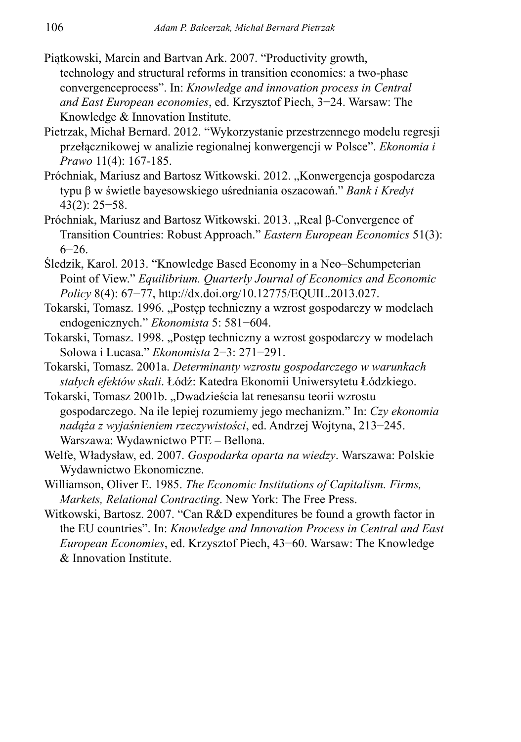Piątkowski, Marcin and Bartvan Ark. 2007. "Productivity growth, technology and structural reforms in transition economies: a two-phase convergenceprocess". In: *Knowledge and innovation process in Central and East European economies*, ed. Krzysztof Piech, 3−24. Warsaw: The Knowledge & Innovation Institute.

Pietrzak, Michał Bernard. 2012. "Wykorzystanie przestrzennego modelu regresji przełącznikowej w analizie regionalnej konwergencji w Polsce". *Ekonomia i Prawo* 11(4): 167-185.

Próchniak, Mariusz and Bartosz Witkowski. 2012. „Konwergencja gospodarcza typu β w świetle bayesowskiego uśredniania oszacowań." *Bank i Kredyt* 43(2): 25−58.

Próchniak, Mariusz and Bartosz Witkowski. 2013. „Real β-Convergence of Transition Countries: Robust Approach." *Eastern European Economics* 51(3): 6−26.

Śledzik, Karol. 2013. "Knowledge Based Economy in a Neo–Schumpeterian Point of View." *Equilibrium. Quarterly Journal of Economics and Economic Policy* 8(4): 67−77, http://dx.doi.org/10.12775/EQUIL.2013.027.

Tokarski, Tomasz. 1996. „Postęp techniczny a wzrost gospodarczy w modelach endogenicznych." *Ekonomista* 5: 581−604.

Tokarski, Tomasz. 1998. „Postęp techniczny a wzrost gospodarczy w modelach Solowa i Lucasa." *Ekonomista* 2−3: 271−291.

Tokarski, Tomasz. 2001a. *Determinanty wzrostu gospodarczego w warunkach stałych efektów skali*. Łódź: Katedra Ekonomii Uniwersytetu Łódzkiego.

Tokarski, Tomasz 2001b. „Dwadzieścia lat renesansu teorii wzrostu gospodarczego. Na ile lepiej rozumiemy jego mechanizm." In: *Czy ekonomia nadąża z wyjaśnieniem rzeczywistości*, ed. Andrzej Wojtyna, 213−245. Warszawa: Wydawnictwo PTE – Bellona.

Welfe, Władysław, ed. 2007. *Gospodarka oparta na wiedzy*. Warszawa: Polskie Wydawnictwo Ekonomiczne.

Williamson, Oliver E. 1985. *The Economic Institutions of Capitalism. Firms, Markets, Relational Contracting*. New York: The Free Press.

Witkowski, Bartosz. 2007. "Can R&D expenditures be found a growth factor in the EU countries". In: *Knowledge and Innovation Process in Central and East European Economies*, ed. Krzysztof Piech, 43−60. Warsaw: The Knowledge & Innovation Institute.